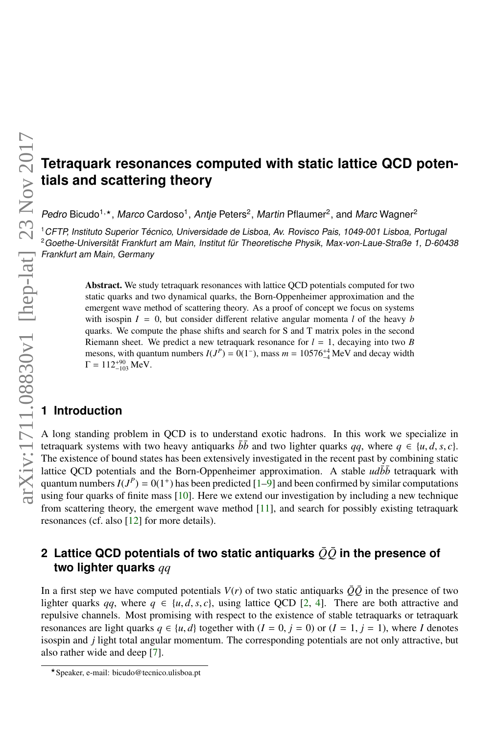# Tetraquark resonances computed with static lattice QCD potentials and scattering theory

*Pedro* Bicudo[1,⋆], *Marco* Cardoso[1], *Antje* Peters[2], *Martin* Pflaumer[2], and *Marc* Wagner[2]

[1] *CFTP, Instituto Superior Técnico, Universidade de Lisboa, Av. Rovisco Pais, 1049-001 Lisboa, Portugal*
[2] *Goethe-Universität Frankfurt am Main, Institut für Theoretische Physik, Max-von-Laue-Straße 1, D-60438 Frankfurt am Main, Germany*

**Abstract.** We study tetraquark resonances with lattice QCD potentials computed for two static quarks and two dynamical quarks, the Born-Oppenheimer approximation and the emergent wave method of scattering theory. As a proof of concept we focus on systems with isospin $I = 0$, but consider different relative angular momenta $l$ of the heavy $b$ quarks. We compute the phase shifts and search for S and T matrix poles in the second Riemann sheet. We predict a new tetraquark resonance for $l = 1$, decaying into two $B$ mesons, with quantum numbers $I(J^P) = 0(1^-)$, mass $m = 10576^{+4}_{-4}$ MeV and decay width $\Gamma = 112^{+90}_{-103}$ MeV.

## 1 Introduction

A long standing problem in QCD is to understand exotic hadrons. In this work we specialize in tetraquark systems with two heavy antiquarks $\bar{b}\bar{b}$ and two lighter quarks $qq$, where $q \in \{u, d, s, c\}$. The existence of bound states has been extensively investigated in the recent past by combining static lattice QCD potentials and the Born-Oppenheimer approximation. A stable $ud\bar{b}\bar{b}$ tetraquark with quantum numbers $I(J^P) = 0(1^+)$ has been predicted [1–9] and been confirmed by similar computations using four quarks of finite mass [10]. Here we extend our investigation by including a new technique from scattering theory, the emergent wave method [11], and search for possibly existing tetraquark resonances (cf. also [12] for more details).

## 2 Lattice QCD potentials of two static antiquarks $\bar{Q}\bar{Q}$ in the presence of two lighter quarks $qq$

In a first step we have computed potentials $V(r)$ of two static antiquarks $\bar{Q}\bar{Q}$ in the presence of two lighter quarks $qq$, where $q \in \{u, d, s, c\}$, using lattice QCD [2, 4]. There are both attractive and repulsive channels. Most promising with respect to the existence of stable tetraquarks or tetraquark resonances are light quarks $q \in \{u, d\}$ together with $(I = 0, j = 0)$ or $(I = 1, j = 1)$, where $I$ denotes isospin and $j$ light total angular momentum. The corresponding potentials are not only attractive, but also rather wide and deep [7].

⋆Speaker, e-mail: bicudo@tecnico.ulisboa.pt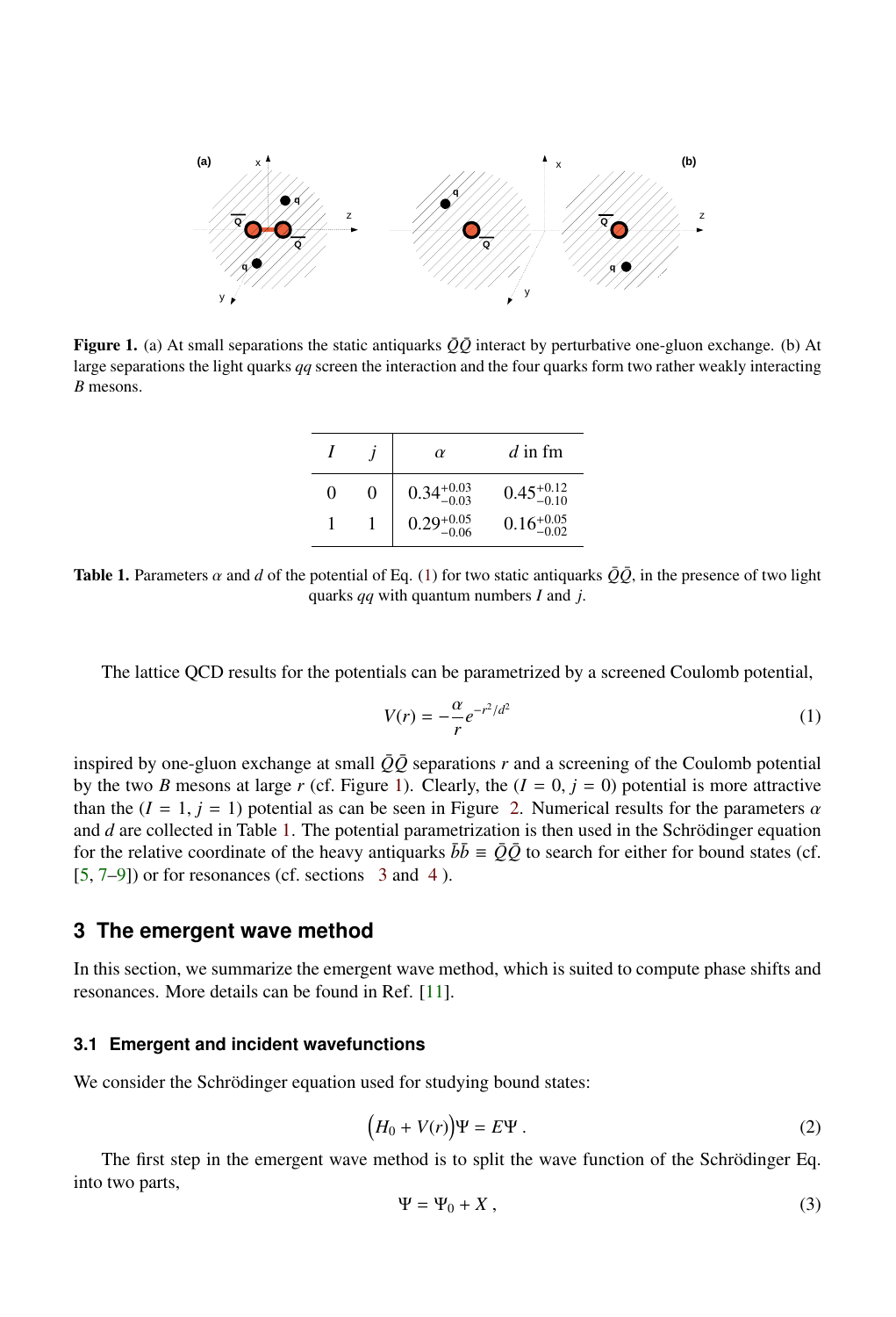**Figure 1.** (a) At small separations the static antiquarks $\bar{Q}\bar{Q}$ interact by perturbative one-gluon exchange. (b) At large separations the light quarks $qq$ screen the interaction and the four quarks form two rather weakly interacting $B$ mesons.

| $I$ | $j$ | $\alpha$ | $d$ in fm |
|---|---|---|---|
| 0 | 0 | $0.34^{+0.03}_{-0.03}$ | $0.45^{+0.12}_{-0.10}$ |
| 1 | 1 | $0.29^{+0.05}_{-0.06}$ | $0.16^{+0.05}_{-0.02}$ |

**Table 1.** Parameters $\alpha$ and $d$ of the potential of Eq. (1) for two static antiquarks $\bar{Q}\bar{Q}$, in the presence of two light quarks $qq$ with quantum numbers $I$ and $j$.

The lattice QCD results for the potentials can be parametrized by a screened Coulomb potential,

$$V(r) = -\frac{\alpha}{r} e^{-r^2/d^2} \tag{1}$$

inspired by one-gluon exchange at small $\bar{Q}\bar{Q}$ separations $r$ and a screening of the Coulomb potential by the two $B$ mesons at large $r$ (cf. Figure 1). Clearly, the $(I = 0, j = 0)$ potential is more attractive than the $(I = 1, j = 1)$ potential as can be seen in Figure 2. Numerical results for the parameters $\alpha$ and $d$ are collected in Table 1. The potential parametrization is then used in the Schrödinger equation for the relative coordinate of the heavy antiquarks $\bar{b}\bar{b} \equiv \bar{Q}\bar{Q}$ to search for either for bound states (cf. [5, 7–9]) or for resonances (cf. sections 3 and 4 ).

## 3 The emergent wave method

In this section, we summarize the emergent wave method, which is suited to compute phase shifts and resonances. More details can be found in Ref. [11].

### 3.1 Emergent and incident wavefunctions

We consider the Schrödinger equation used for studying bound states:

$$\Big(H_0 + V(r)\Big)\Psi = E\Psi \,. \tag{2}$$

The first step in the emergent wave method is to split the wave function of the Schrödinger Eq. into two parts,

$$\Psi = \Psi_0 + X \,, \tag{3}$$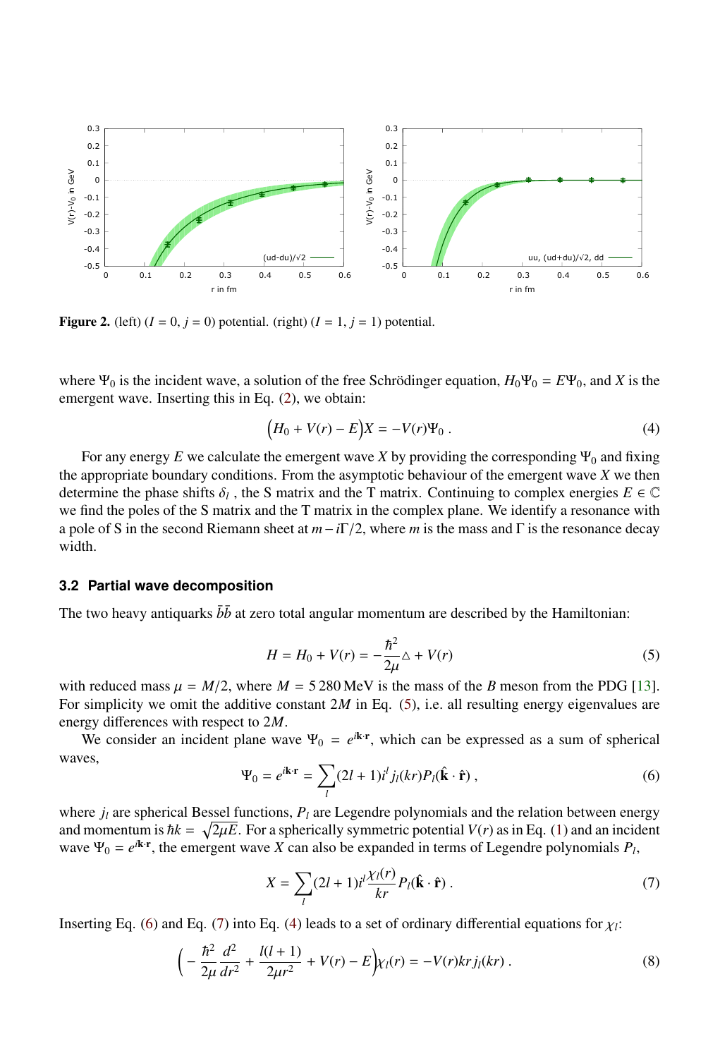**Figure 2.** (left) ($I = 0$, $j = 0$) potential. (right) ($I = 1$, $j = 1$) potential.

where $\Psi_0$ is the incident wave, a solution of the free Schrödinger equation, $H_0\Psi_0 = E\Psi_0$, and $X$ is the emergent wave. Inserting this in Eq. (2), we obtain:

$$\Big(H_0 + V(r) - E\Big)X = -V(r)\Psi_0 \,. \tag{4}$$

For any energy $E$ we calculate the emergent wave $X$ by providing the corresponding $\Psi_0$ and fixing the appropriate boundary conditions. From the asymptotic behaviour of the emergent wave $X$ we then determine the phase shifts $\delta_l$ , the S matrix and the T matrix. Continuing to complex energies $E \in \mathbb{C}$ we find the poles of the S matrix and the T matrix in the complex plane. We identify a resonance with a pole of S in the second Riemann sheet at $m - i\Gamma/2$, where $m$ is the mass and $\Gamma$ is the resonance decay width.

### 3.2 Partial wave decomposition

The two heavy antiquarks $\bar{b}\bar{b}$ at zero total angular momentum are described by the Hamiltonian:

$$H = H_0 + V(r) = -\frac{\hbar^2}{2\mu}\triangle + V(r) \tag{5}$$

with reduced mass $\mu = M/2$, where $M = 5\,280$ MeV is the mass of the $B$ meson from the PDG [13]. For simplicity we omit the additive constant $2M$ in Eq. (5), i.e. all resulting energy eigenvalues are energy differences with respect to $2M$.

We consider an incident plane wave $\Psi_0 = e^{i\mathbf{k}\cdot\mathbf{r}}$, which can be expressed as a sum of spherical waves,

$$\Psi_0 = e^{i\mathbf{k}\cdot\mathbf{r}} = \sum_l (2l + 1) i^l j_l(kr) P_l(\hat{\mathbf{k}} \cdot \hat{\mathbf{r}}) \,, \tag{6}$$

where $j_l$ are spherical Bessel functions, $P_l$ are Legendre polynomials and the relation between energy and momentum is $\hbar k = \sqrt{2\mu E}$. For a spherically symmetric potential $V(r)$ as in Eq. (1) and an incident wave $\Psi_0 = e^{i\mathbf{k}\cdot\mathbf{r}}$, the emergent wave $X$ can also be expanded in terms of Legendre polynomials $P_l$,

$$X = \sum_l (2l + 1) i^l \frac{\chi_l(r)}{kr} P_l(\hat{\mathbf{k}} \cdot \hat{\mathbf{r}}) \,. \tag{7}$$

Inserting Eq. (6) and Eq. (7) into Eq. (4) leads to a set of ordinary differential equations for $\chi_l$:

$$\bigg( -\frac{\hbar^2}{2\mu}\frac{d^2}{dr^2} + \frac{l(l + 1)}{2\mu r^2} + V(r) - E\bigg)\chi_l(r) = -V(r) kr\, j_l(kr) \,. \tag{8}$$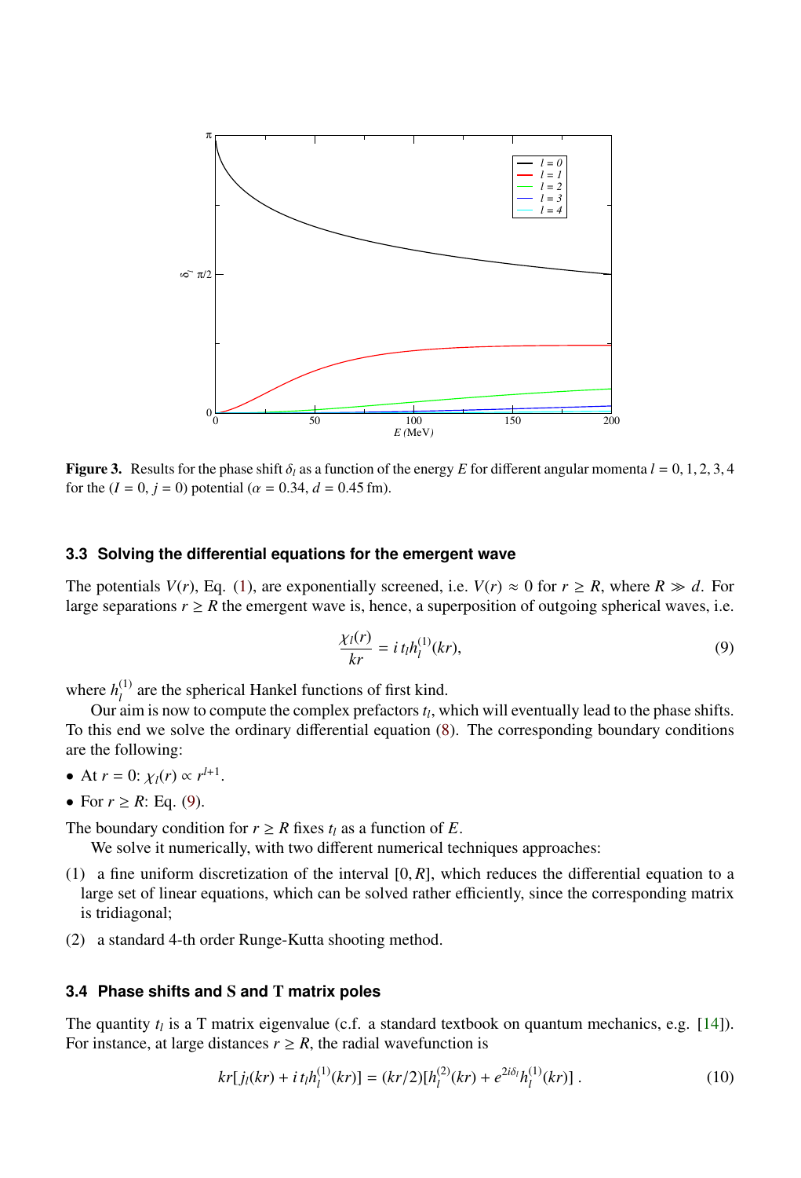**Figure 3.** Results for the phase shift $\delta_l$ as a function of the energy $E$ for different angular momenta $l = 0, 1, 2, 3, 4$ for the $(I = 0,\, j = 0)$ potential ($\alpha = 0.34$, $d = 0.45$ fm).

### 3.3 Solving the differential equations for the emergent wave

The potentials $V(r)$, Eq. (1), are exponentially screened, i.e. $V(r) \approx 0$ for $r \geq R$, where $R \gg d$. For large separations $r \geq R$ the emergent wave is, hence, a superposition of outgoing spherical waves, i.e.

$$\frac{\chi_l(r)}{kr} = i\, t_l h_l^{(1)}(kr), \tag{9}$$

where $h_l^{(1)}$ are the spherical Hankel functions of first kind.

Our aim is now to compute the complex prefactors $t_l$, which will eventually lead to the phase shifts. To this end we solve the ordinary differential equation (8). The corresponding boundary conditions are the following:

- At $r = 0$: $\chi_l(r) \propto r^{l+1}$.
- For $r \geq R$: Eq. (9).

The boundary condition for $r \geq R$ fixes $t_l$ as a function of $E$.

We solve it numerically, with two different numerical techniques approaches:

(1) a fine uniform discretization of the interval $[0, R]$, which reduces the differential equation to a large set of linear equations, which can be solved rather efficiently, since the corresponding matrix is tridiagonal;

(2) a standard 4-th order Runge-Kutta shooting method.

### 3.4 Phase shifts and S and T matrix poles

The quantity $t_l$ is a T matrix eigenvalue (c.f. a standard textbook on quantum mechanics, e.g. [14]). For instance, at large distances $r \geq R$, the radial wavefunction is

$$kr[j_l(kr) + i\, t_l h_l^{(1)}(kr)] = (kr/2)[h_l^{(2)}(kr) + e^{2i\delta_l} h_l^{(1)}(kr)]\ . \tag{10}$$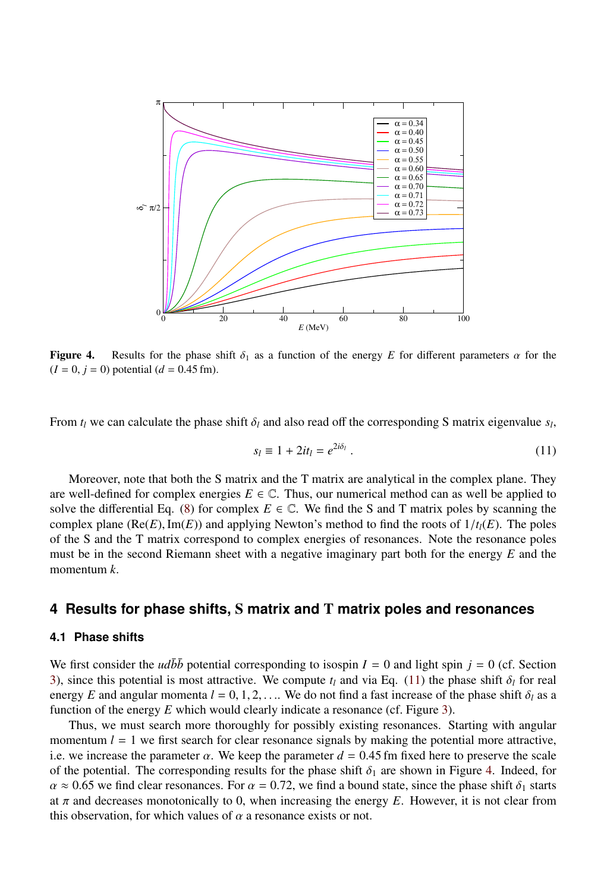**Figure 4.** Results for the phase shift $\delta_1$ as a function of the energy $E$ for different parameters $\alpha$ for the $(I = 0, j = 0)$ potential ($d = 0.45$ fm).

From $t_l$ we can calculate the phase shift $\delta_l$ and also read off the corresponding S matrix eigenvalue $s_l$,

$$s_l \equiv 1 + 2it_l = e^{2i\delta_l} . \tag{11}$$

Moreover, note that both the S matrix and the T matrix are analytical in the complex plane. They are well-defined for complex energies $E \in \mathbb{C}$. Thus, our numerical method can as well be applied to solve the differential Eq. (8) for complex $E \in \mathbb{C}$. We find the S and T matrix poles by scanning the complex plane $(\text{Re}(E), \text{Im}(E))$ and applying Newton's method to find the roots of $1/t_l(E)$. The poles of the S and the T matrix correspond to complex energies of resonances. Note the resonance poles must be in the second Riemann sheet with a negative imaginary part both for the energy $E$ and the momentum $k$.

## 4 Results for phase shifts, S matrix and T matrix poles and resonances

### 4.1 Phase shifts

We first consider the $ud\bar{b}\bar{b}$ potential corresponding to isospin $I = 0$ and light spin $j = 0$ (cf. Section 3), since this potential is most attractive. We compute $t_l$ and via Eq. (11) the phase shift $\delta_l$ for real energy $E$ and angular momenta $l = 0, 1, 2, \ldots$. We do not find a fast increase of the phase shift $\delta_l$ as a function of the energy $E$ which would clearly indicate a resonance (cf. Figure 3).

Thus, we must search more thoroughly for possibly existing resonances. Starting with angular momentum $l = 1$ we first search for clear resonance signals by making the potential more attractive, i.e. we increase the parameter $\alpha$. We keep the parameter $d = 0.45$ fm fixed here to preserve the scale of the potential. The corresponding results for the phase shift $\delta_1$ are shown in Figure 4. Indeed, for $\alpha \approx 0.65$ we find clear resonances. For $\alpha = 0.72$, we find a bound state, since the phase shift $\delta_1$ starts at $\pi$ and decreases monotonically to 0, when increasing the energy $E$. However, it is not clear from this observation, for which values of $\alpha$ a resonance exists or not.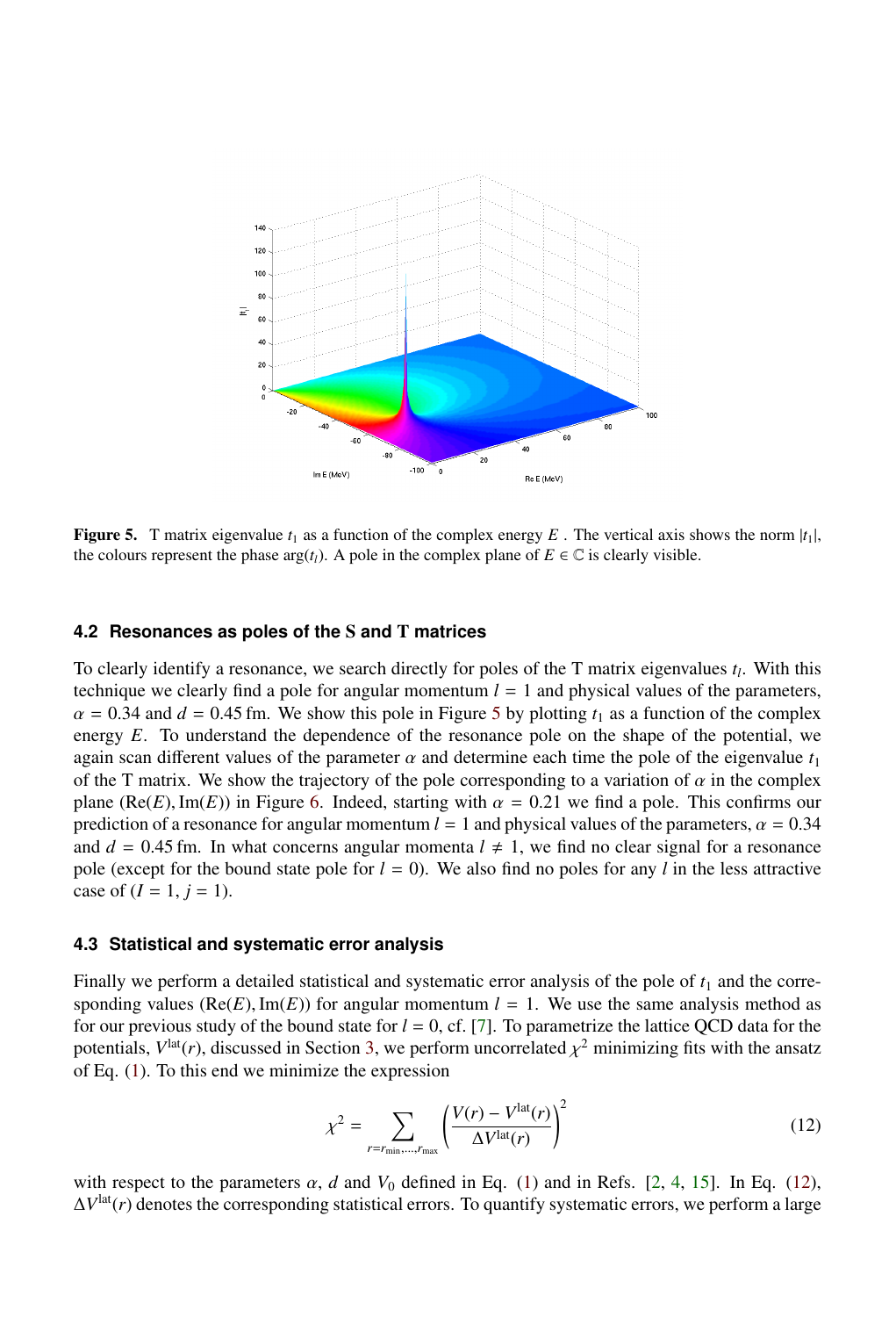**Figure 5.** T matrix eigenvalue $t_1$ as a function of the complex energy $E$ . The vertical axis shows the norm $|t_1|$, the colours represent the phase $\arg(t_l)$. A pole in the complex plane of $E \in \mathbb{C}$ is clearly visible.

### 4.2 Resonances as poles of the S and T matrices

To clearly identify a resonance, we search directly for poles of the T matrix eigenvalues $t_l$. With this technique we clearly find a pole for angular momentum $l = 1$ and physical values of the parameters, $\alpha = 0.34$ and $d = 0.45$ fm. We show this pole in Figure 5 by plotting $t_1$ as a function of the complex energy $E$. To understand the dependence of the resonance pole on the shape of the potential, we again scan different values of the parameter $\alpha$ and determine each time the pole of the eigenvalue $t_1$ of the T matrix. We show the trajectory of the pole corresponding to a variation of $\alpha$ in the complex plane $(\mathrm{Re}(E), \mathrm{Im}(E))$ in Figure 6. Indeed, starting with $\alpha = 0.21$ we find a pole. This confirms our prediction of a resonance for angular momentum $l = 1$ and physical values of the parameters, $\alpha = 0.34$ and $d = 0.45$ fm. In what concerns angular momenta $l \neq 1$, we find no clear signal for a resonance pole (except for the bound state pole for $l = 0$). We also find no poles for any $l$ in the less attractive case of $(I = 1, j = 1)$.

### 4.3 Statistical and systematic error analysis

Finally we perform a detailed statistical and systematic error analysis of the pole of $t_1$ and the corresponding values $(\mathrm{Re}(E), \mathrm{Im}(E))$ for angular momentum $l = 1$. We use the same analysis method as for our previous study of the bound state for $l = 0$, cf. [7]. To parametrize the lattice QCD data for the potentials, $V^{\mathrm{lat}}(r)$, discussed in Section 3, we perform uncorrelated $\chi^2$ minimizing fits with the ansatz of Eq. (1). To this end we minimize the expression

$$\chi^2 = \sum_{r=r_{\mathrm{min}},\ldots,r_{\mathrm{max}}} \left( \frac{V(r) - V^{\mathrm{lat}}(r)}{\Delta V^{\mathrm{lat}}(r)} \right)^2 \tag{12}$$

with respect to the parameters $\alpha$, $d$ and $V_0$ defined in Eq. (1) and in Refs. [2, 4, 15]. In Eq. (12), $\Delta V^{\mathrm{lat}}(r)$ denotes the corresponding statistical errors. To quantify systematic errors, we perform a large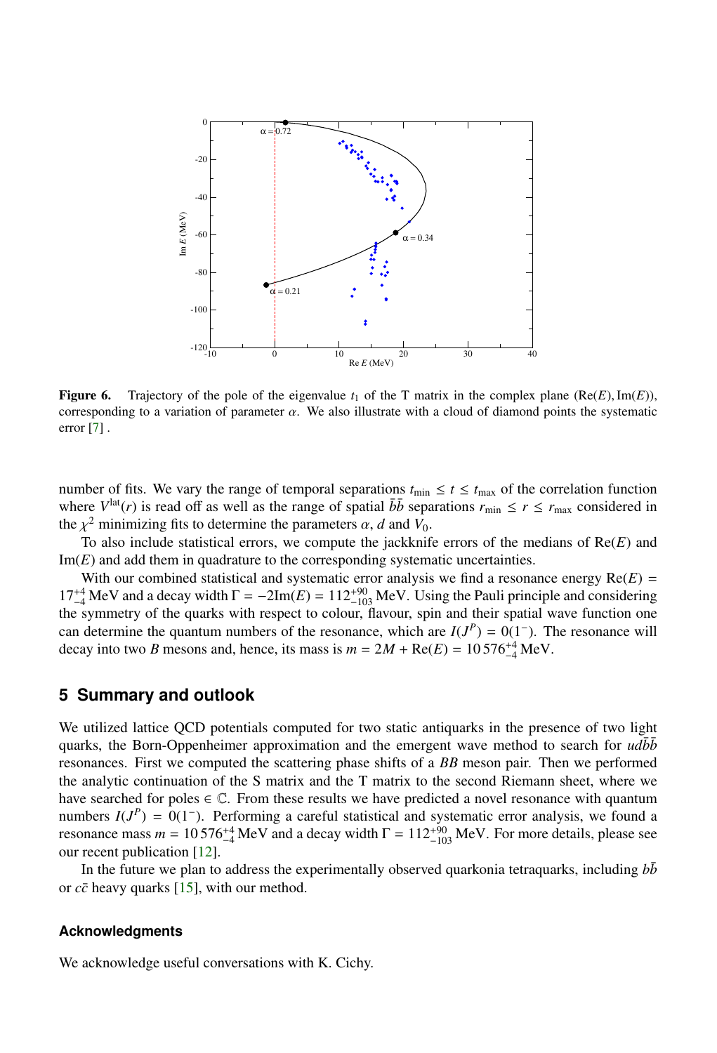Figure 6. Trajectory of the pole of the eigenvalue $t_1$ of the T matrix in the complex plane $(\text{Re}(E), \text{Im}(E))$, corresponding to a variation of parameter $\alpha$. We also illustrate with a cloud of diamond points the systematic error [7] .

number of fits. We vary the range of temporal separations $t_{\min} \leq t \leq t_{\max}$ of the correlation function where $V^{\text{lat}}(r)$ is read off as well as the range of spatial $\bar{b}\bar{b}$ separations $r_{\min} \leq r \leq r_{\max}$ considered in the $\chi^2$ minimizing fits to determine the parameters $\alpha$, $d$ and $V_0$.

To also include statistical errors, we compute the jackknife errors of the medians of $\text{Re}(E)$ and $\text{Im}(E)$ and add them in quadrature to the corresponding systematic uncertainties.

With our combined statistical and systematic error analysis we find a resonance energy $\text{Re}(E) = 17^{+4}_{-4}$ MeV and a decay width $\Gamma = -2\text{Im}(E) = 112^{+90}_{-103}$ MeV. Using the Pauli principle and considering the symmetry of the quarks with respect to colour, flavour, spin and their spatial wave function one can determine the quantum numbers of the resonance, which are $I(J^P) = 0(1^-)$. The resonance will decay into two $B$ mesons and, hence, its mass is $m = 2M + \text{Re}(E) = 10\,576^{+4}_{-4}$ MeV.

## 5 Summary and outlook

We utilized lattice QCD potentials computed for two static antiquarks in the presence of two light quarks, the Born-Oppenheimer approximation and the emergent wave method to search for $ud\bar{b}\bar{b}$ resonances. First we computed the scattering phase shifts of a $BB$ meson pair. Then we performed the analytic continuation of the S matrix and the T matrix to the second Riemann sheet, where we have searched for poles $\in \mathbb{C}$. From these results we have predicted a novel resonance with quantum numbers $I(J^P) = 0(1^-)$. Performing a careful statistical and systematic error analysis, we found a resonance mass $m = 10\,576^{+4}_{-4}$ MeV and a decay width $\Gamma = 112^{+90}_{-103}$ MeV. For more details, please see our recent publication [12].

In the future we plan to address the experimentally observed quarkonia tetraquarks, including $b\bar{b}$ or $c\bar{c}$ heavy quarks [15], with our method.

#### Acknowledgments

We acknowledge useful conversations with K. Cichy.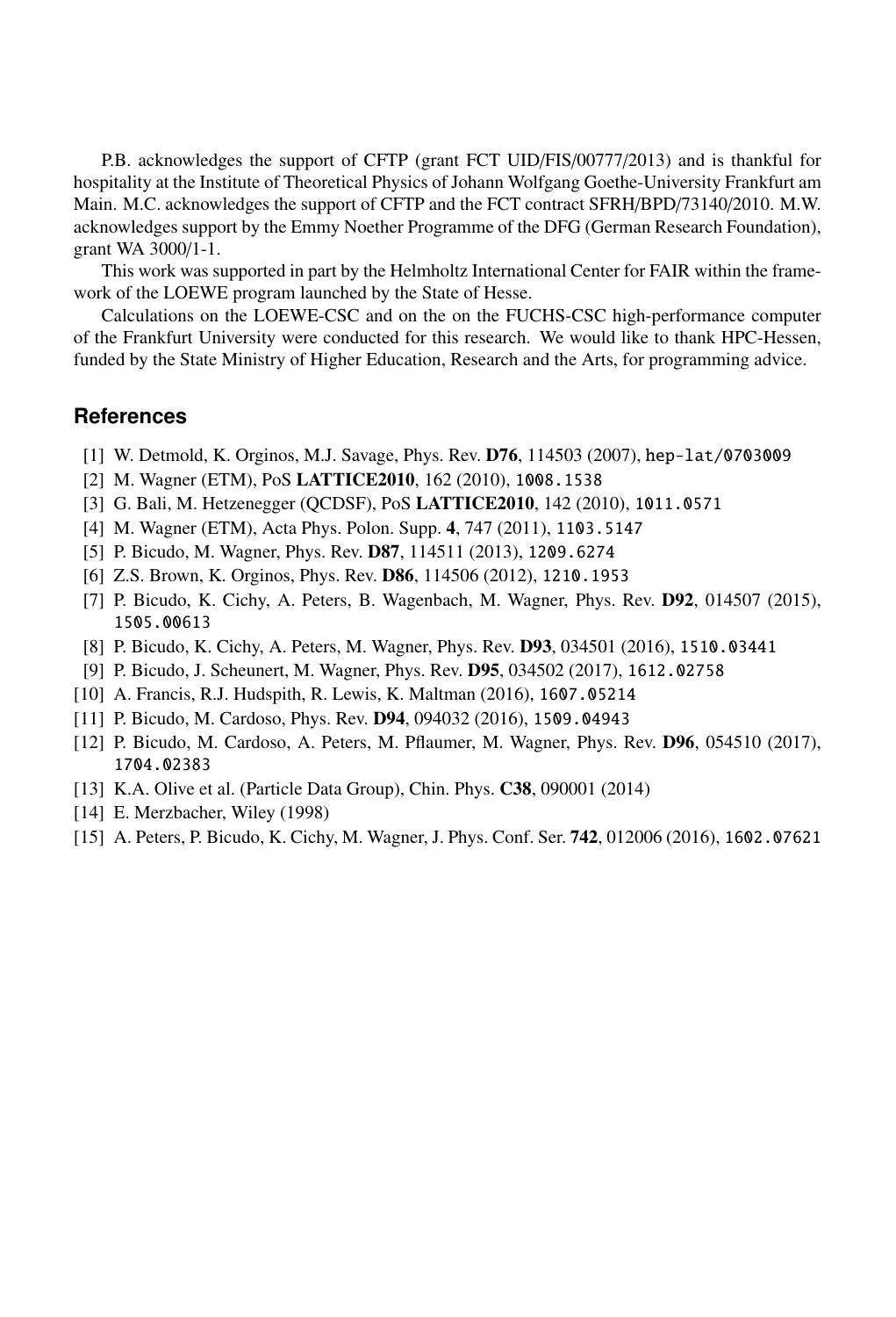P.B. acknowledges the support of CFTP (grant FCT UID/FIS/00777/2013) and is thankful for hospitality at the Institute of Theoretical Physics of Johann Wolfgang Goethe-University Frankfurt am Main. M.C. acknowledges the support of CFTP and the FCT contract SFRH/BPD/73140/2010. M.W. acknowledges support by the Emmy Noether Programme of the DFG (German Research Foundation), grant WA 3000/1-1.

This work was supported in part by the Helmholtz International Center for FAIR within the framework of the LOEWE program launched by the State of Hesse.

Calculations on the LOEWE-CSC and on the on the FUCHS-CSC high-performance computer of the Frankfurt University were conducted for this research. We would like to thank HPC-Hessen, funded by the State Ministry of Higher Education, Research and the Arts, for programming advice.

## References

[1] W. Detmold, K. Orginos, M.J. Savage, Phys. Rev. **D76**, 114503 (2007), `hep-lat/0703009`

[2] M. Wagner (ETM), PoS **LATTICE2010**, 162 (2010), `1008.1538`

[3] G. Bali, M. Hetzenegger (QCDSF), PoS **LATTICE2010**, 142 (2010), `1011.0571`

[4] M. Wagner (ETM), Acta Phys. Polon. Supp. **4**, 747 (2011), `1103.5147`

[5] P. Bicudo, M. Wagner, Phys. Rev. **D87**, 114511 (2013), `1209.6274`

[6] Z.S. Brown, K. Orginos, Phys. Rev. **D86**, 114506 (2012), `1210.1953`

[7] P. Bicudo, K. Cichy, A. Peters, B. Wagenbach, M. Wagner, Phys. Rev. **D92**, 014507 (2015), `1505.00613`

[8] P. Bicudo, K. Cichy, A. Peters, M. Wagner, Phys. Rev. **D93**, 034501 (2016), `1510.03441`

[9] P. Bicudo, J. Scheunert, M. Wagner, Phys. Rev. **D95**, 034502 (2017), `1612.02758`

[10] A. Francis, R.J. Hudspith, R. Lewis, K. Maltman (2016), `1607.05214`

[11] P. Bicudo, M. Cardoso, Phys. Rev. **D94**, 094032 (2016), `1509.04943`

[12] P. Bicudo, M. Cardoso, A. Peters, M. Pflaumer, M. Wagner, Phys. Rev. **D96**, 054510 (2017), `1704.02383`

[13] K.A. Olive et al. (Particle Data Group), Chin. Phys. **C38**, 090001 (2014)

[14] E. Merzbacher, Wiley (1998)

[15] A. Peters, P. Bicudo, K. Cichy, M. Wagner, J. Phys. Conf. Ser. **742**, 012006 (2016), `1602.07621`